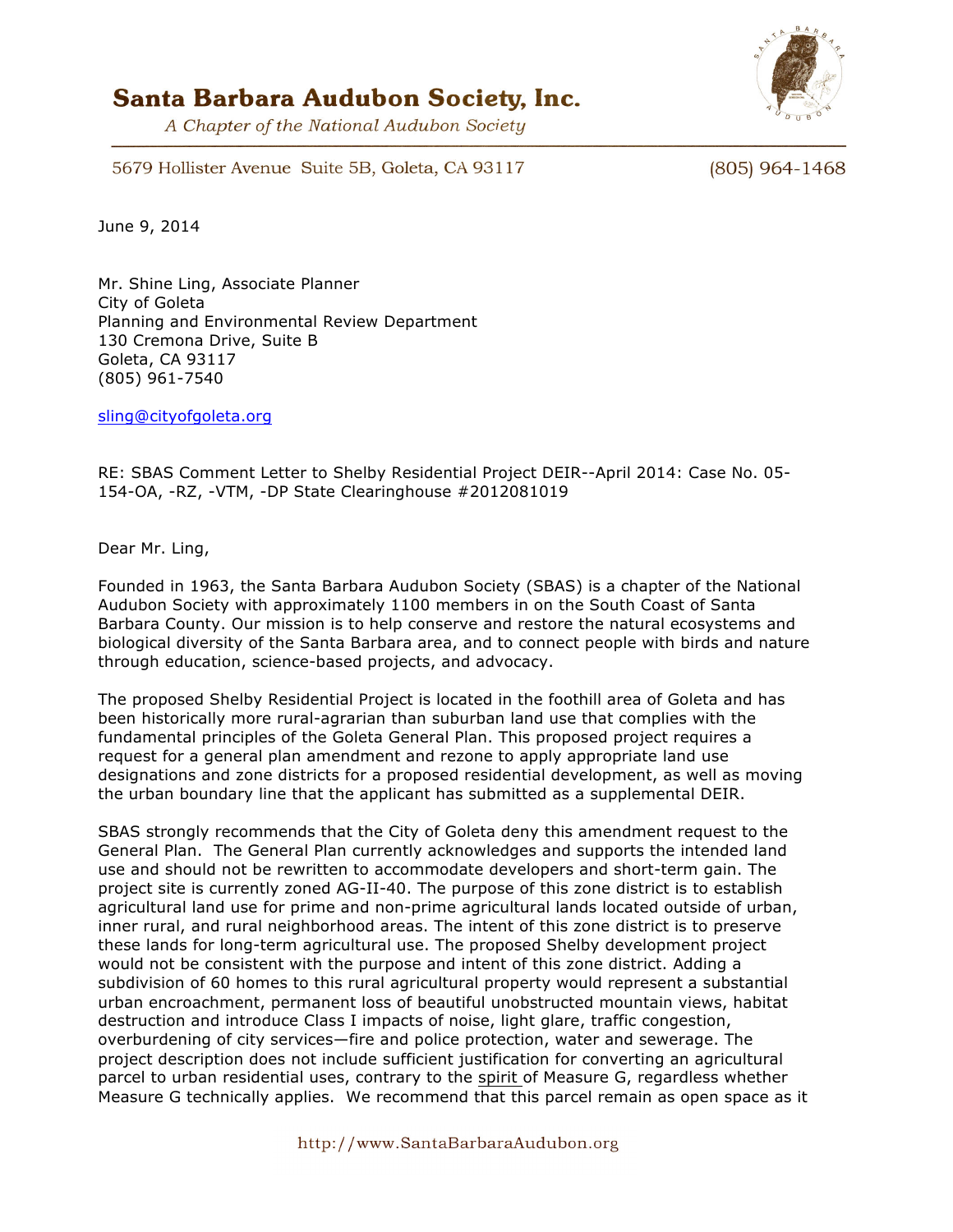# Santa Barbara Audubon Society, Inc.

*A Chapter of the National Audubon Society*

5679 Hollister Avenue Suite 5B, Goleta, CA 93117 (805) 964-1468

June 9, 2014

Mr. Shine Ling, Associate Planner  
City of Goleta  
Planning and Environmental Review Department  
130 Cremona Drive, Suite B  
Goleta, CA 93117  
(805) 961-7540

sling@cityofgoleta.org

RE: SBAS Comment Letter to Shelby Residential Project DEIR--April 2014: Case No. 05-154-OA, -RZ, -VTM, -DP State Clearinghouse #2012081019

Dear Mr. Ling,

Founded in 1963, the Santa Barbara Audubon Society (SBAS) is a chapter of the National Audubon Society with approximately 1100 members in on the South Coast of Santa Barbara County. Our mission is to help conserve and restore the natural ecosystems and biological diversity of the Santa Barbara area, and to connect people with birds and nature through education, science-based projects, and advocacy.

The proposed Shelby Residential Project is located in the foothill area of Goleta and has been historically more rural-agrarian than suburban land use that complies with the fundamental principles of the Goleta General Plan. This proposed project requires a request for a general plan amendment and rezone to apply appropriate land use designations and zone districts for a proposed residential development, as well as moving the urban boundary line that the applicant has submitted as a supplemental DEIR.

SBAS strongly recommends that the City of Goleta deny this amendment request to the General Plan. The General Plan currently acknowledges and supports the intended land use and should not be rewritten to accommodate developers and short-term gain. The project site is currently zoned AG-II-40. The purpose of this zone district is to establish agricultural land use for prime and non-prime agricultural lands located outside of urban, inner rural, and rural neighborhood areas. The intent of this zone district is to preserve these lands for long-term agricultural use. The proposed Shelby development project would not be consistent with the purpose and intent of this zone district. Adding a subdivision of 60 homes to this rural agricultural property would represent a substantial urban encroachment, permanent loss of beautiful unobstructed mountain views, habitat destruction and introduce Class I impacts of noise, light glare, traffic congestion, overburdening of city services—fire and police protection, water and sewerage. The project description does not include sufficient justification for converting an agricultural parcel to urban residential uses, contrary to the spirit of Measure G, regardless whether Measure G technically applies. We recommend that this parcel remain as open space as it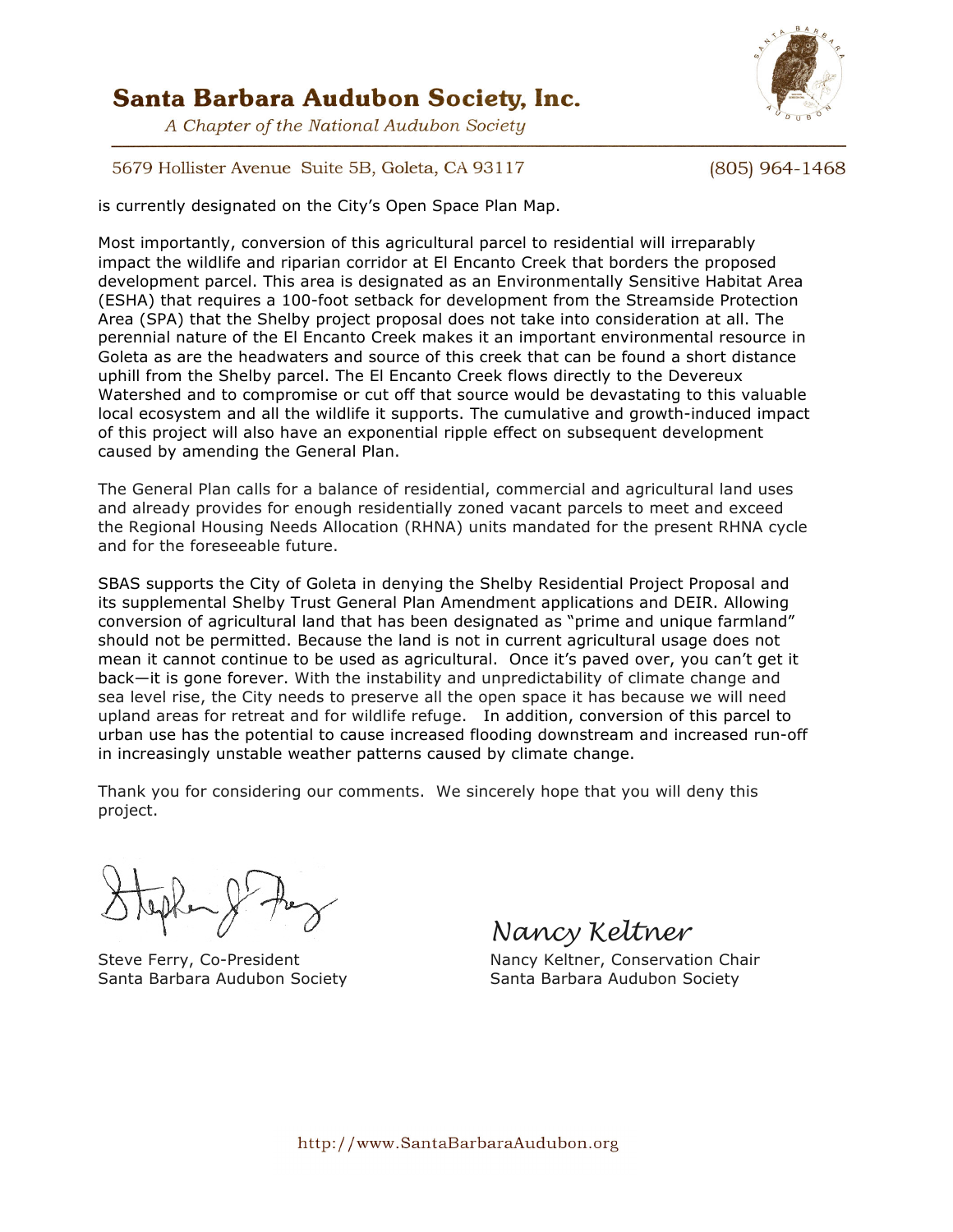# Santa Barbara Audubon Society, Inc.

*A Chapter of the National Audubon Society*

5679 Hollister Avenue Suite 5B, Goleta, CA 93117 (805) 964-1468

is currently designated on the City's Open Space Plan Map.

Most importantly, conversion of this agricultural parcel to residential will irreparably impact the wildlife and riparian corridor at El Encanto Creek that borders the proposed development parcel. This area is designated as an Environmentally Sensitive Habitat Area (ESHA) that requires a 100-foot setback for development from the Streamside Protection Area (SPA) that the Shelby project proposal does not take into consideration at all. The perennial nature of the El Encanto Creek makes it an important environmental resource in Goleta as are the headwaters and source of this creek that can be found a short distance uphill from the Shelby parcel. The El Encanto Creek flows directly to the Devereux Watershed and to compromise or cut off that source would be devastating to this valuable local ecosystem and all the wildlife it supports. The cumulative and growth-induced impact of this project will also have an exponential ripple effect on subsequent development caused by amending the General Plan.

The General Plan calls for a balance of residential, commercial and agricultural land uses and already provides for enough residentially zoned vacant parcels to meet and exceed the Regional Housing Needs Allocation (RHNA) units mandated for the present RHNA cycle and for the foreseeable future.

SBAS supports the City of Goleta in denying the Shelby Residential Project Proposal and its supplemental Shelby Trust General Plan Amendment applications and DEIR. Allowing conversion of agricultural land that has been designated as "prime and unique farmland" should not be permitted. Because the land is not in current agricultural usage does not mean it cannot continue to be used as agricultural. Once it's paved over, you can't get it back—it is gone forever. With the instability and unpredictability of climate change and sea level rise, the City needs to preserve all the open space it has because we will need upland areas for retreat and for wildlife refuge. In addition, conversion of this parcel to urban use has the potential to cause increased flooding downstream and increased run-off in increasingly unstable weather patterns caused by climate change.

Thank you for considering our comments. We sincerely hope that you will deny this project.

Steve Ferry, Co-President
Santa Barbara Audubon Society

*Nancy Keltner*

Nancy Keltner, Conservation Chair
Santa Barbara Audubon Society

http://www.SantaBarbaraAudubon.org